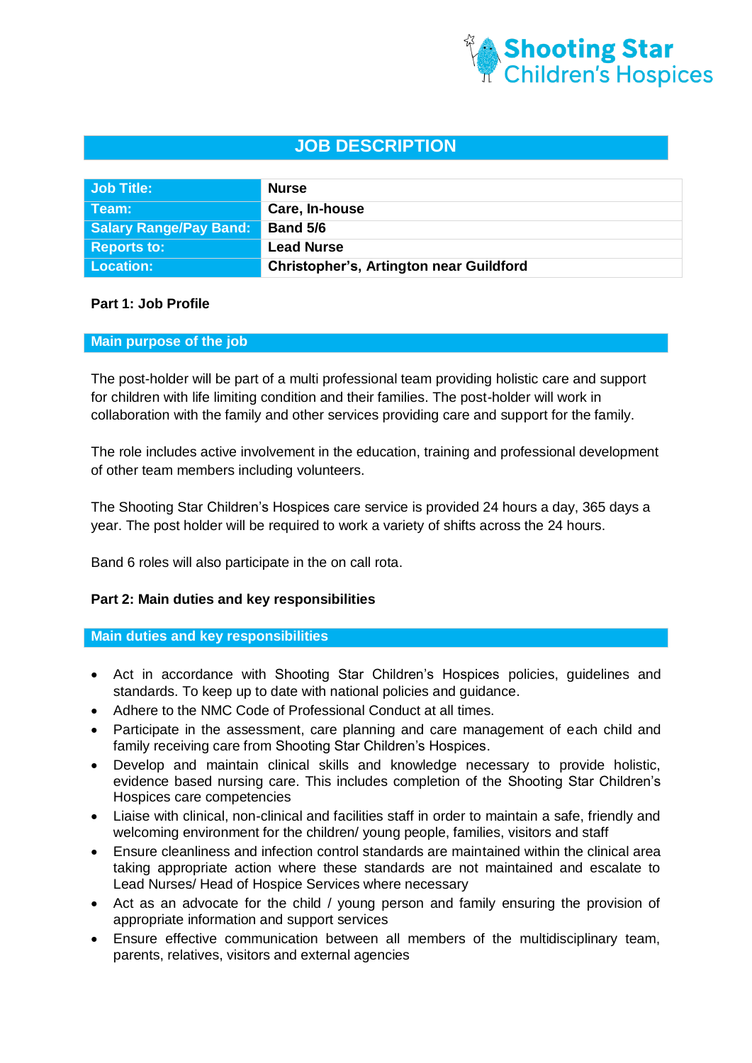Shooting Star Children's Hospices

# JOB DESCRIPTION

| Job Title: | Nurse |
|---|---|
| Team: | Care, In-house |
| Salary Range/Pay Band: | Band 5/6 |
| Reports to: | Lead Nurse |
| Location: | Christopher's, Artington near Guildford |

**Part 1: Job Profile**

## Main purpose of the job

The post-holder will be part of a multi professional team providing holistic care and support for children with life limiting condition and their families. The post-holder will work in collaboration with the family and other services providing care and support for the family.

The role includes active involvement in the education, training and professional development of other team members including volunteers.

The Shooting Star Children's Hospices care service is provided 24 hours a day, 365 days a year. The post holder will be required to work a variety of shifts across the 24 hours.

Band 6 roles will also participate in the on call rota.

**Part 2: Main duties and key responsibilities**

## Main duties and key responsibilities

- Act in accordance with Shooting Star Children's Hospices policies, guidelines and standards. To keep up to date with national policies and guidance.
- Adhere to the NMC Code of Professional Conduct at all times.
- Participate in the assessment, care planning and care management of each child and family receiving care from Shooting Star Children's Hospices.
- Develop and maintain clinical skills and knowledge necessary to provide holistic, evidence based nursing care. This includes completion of the Shooting Star Children's Hospices care competencies
- Liaise with clinical, non-clinical and facilities staff in order to maintain a safe, friendly and welcoming environment for the children/ young people, families, visitors and staff
- Ensure cleanliness and infection control standards are maintained within the clinical area taking appropriate action where these standards are not maintained and escalate to Lead Nurses/ Head of Hospice Services where necessary
- Act as an advocate for the child / young person and family ensuring the provision of appropriate information and support services
- Ensure effective communication between all members of the multidisciplinary team, parents, relatives, visitors and external agencies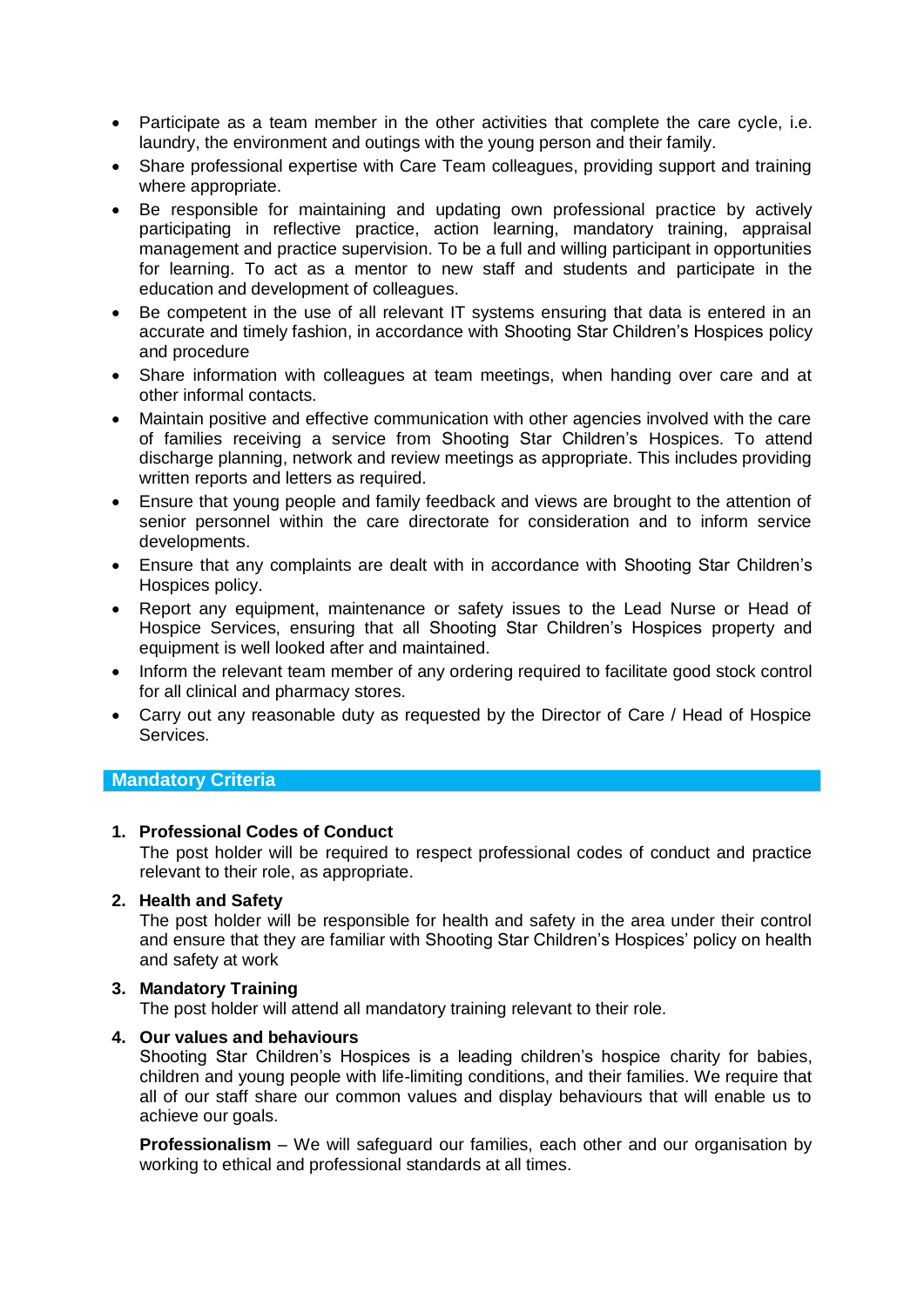- Participate as a team member in the other activities that complete the care cycle, i.e. laundry, the environment and outings with the young person and their family.
- Share professional expertise with Care Team colleagues, providing support and training where appropriate.
- Be responsible for maintaining and updating own professional practice by actively participating in reflective practice, action learning, mandatory training, appraisal management and practice supervision. To be a full and willing participant in opportunities for learning. To act as a mentor to new staff and students and participate in the education and development of colleagues.
- Be competent in the use of all relevant IT systems ensuring that data is entered in an accurate and timely fashion, in accordance with Shooting Star Children's Hospices policy and procedure
- Share information with colleagues at team meetings, when handing over care and at other informal contacts.
- Maintain positive and effective communication with other agencies involved with the care of families receiving a service from Shooting Star Children's Hospices. To attend discharge planning, network and review meetings as appropriate. This includes providing written reports and letters as required.
- Ensure that young people and family feedback and views are brought to the attention of senior personnel within the care directorate for consideration and to inform service developments.
- Ensure that any complaints are dealt with in accordance with Shooting Star Children's Hospices policy.
- Report any equipment, maintenance or safety issues to the Lead Nurse or Head of Hospice Services, ensuring that all Shooting Star Children's Hospices property and equipment is well looked after and maintained.
- Inform the relevant team member of any ordering required to facilitate good stock control for all clinical and pharmacy stores.
- Carry out any reasonable duty as requested by the Director of Care / Head of Hospice Services.

## Mandatory Criteria

1. **Professional Codes of Conduct**
   The post holder will be required to respect professional codes of conduct and practice relevant to their role, as appropriate.

2. **Health and Safety**
   The post holder will be responsible for health and safety in the area under their control and ensure that they are familiar with Shooting Star Children's Hospices' policy on health and safety at work

3. **Mandatory Training**
   The post holder will attend all mandatory training relevant to their role.

4. **Our values and behaviours**
   Shooting Star Children's Hospices is a leading children's hospice charity for babies, children and young people with life-limiting conditions, and their families. We require that all of our staff share our common values and display behaviours that will enable us to achieve our goals.

   **Professionalism** – We will safeguard our families, each other and our organisation by working to ethical and professional standards at all times.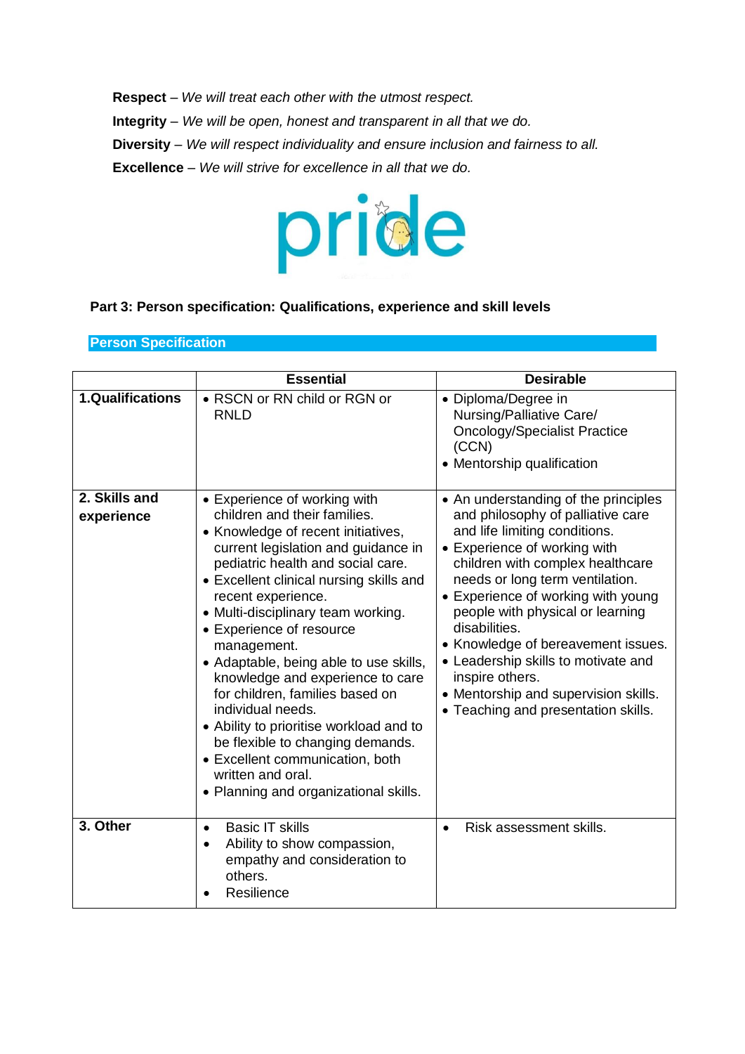**Respect** – *We will treat each other with the utmost respect.*

**Integrity** – *We will be open, honest and transparent in all that we do.*

**Diversity** – *We will respect individuality and ensure inclusion and fairness to all.*

**Excellence** – *We will strive for excellence in all that we do.*

pride

**Part 3: Person specification: Qualifications, experience and skill levels**

## Person Specification

| | Essential | Desirable |
|---|---|---|
| **1.Qualifications** | • RSCN or RN child or RGN or RNLD | • Diploma/Degree in Nursing/Palliative Care/ Oncology/Specialist Practice (CCN)<br>• Mentorship qualification |
| **2. Skills and experience** | • Experience of working with children and their families.<br>• Knowledge of recent initiatives, current legislation and guidance in pediatric health and social care.<br>• Excellent clinical nursing skills and recent experience.<br>• Multi-disciplinary team working.<br>• Experience of resource management.<br>• Adaptable, being able to use skills, knowledge and experience to care for children, families based on individual needs.<br>• Ability to prioritise workload and to be flexible to changing demands.<br>• Excellent communication, both written and oral.<br>• Planning and organizational skills. | • An understanding of the principles and philosophy of palliative care and life limiting conditions.<br>• Experience of working with children with complex healthcare needs or long term ventilation.<br>• Experience of working with young people with physical or learning disabilities.<br>• Knowledge of bereavement issues.<br>• Leadership skills to motivate and inspire others.<br>• Mentorship and supervision skills.<br>• Teaching and presentation skills. |
| **3. Other** | • Basic IT skills<br>• Ability to show compassion, empathy and consideration to others.<br>• Resilience | • Risk assessment skills. |